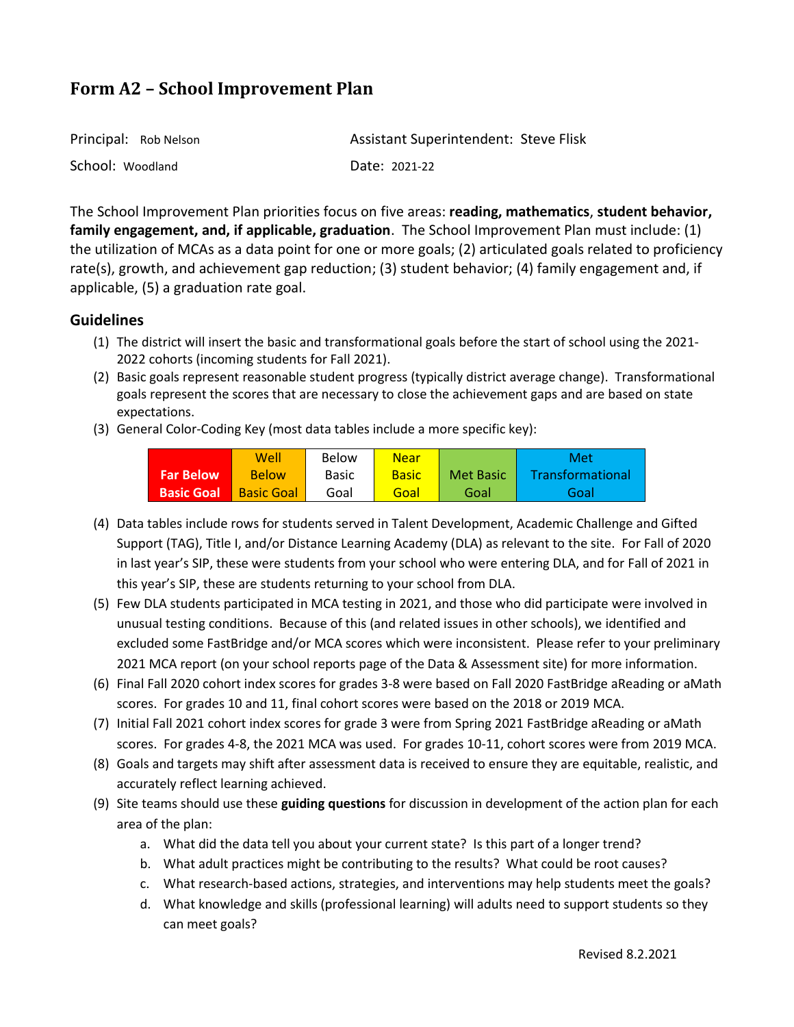# Form A2 – School Improvement Plan

Principal: Rob Nelson

Assistant Superintendent: Steve Flisk

School: Woodland

Date: 2021-22

The School Improvement Plan priorities focus on five areas: **reading, mathematics**, **student behavior, family engagement, and, if applicable, graduation**. The School Improvement Plan must include: (1) the utilization of MCAs as a data point for one or more goals; (2) articulated goals related to proficiency rate(s), growth, and achievement gap reduction; (3) student behavior; (4) family engagement and, if applicable, (5) a graduation rate goal.

## Guidelines

(1) The district will insert the basic and transformational goals before the start of school using the 2021-2022 cohorts (incoming students for Fall 2021).

(2) Basic goals represent reasonable student progress (typically district average change). Transformational goals represent the scores that are necessary to close the achievement gaps and are based on state expectations.

(3) General Color-Coding Key (most data tables include a more specific key):

| Far Below Basic Goal | Well Below Basic Goal | Below Basic Goal | Near Basic Goal | Met Basic Goal | Met Transformational Goal |
|---|---|---|---|---|---|

(4) Data tables include rows for students served in Talent Development, Academic Challenge and Gifted Support (TAG), Title I, and/or Distance Learning Academy (DLA) as relevant to the site. For Fall of 2020 in last year's SIP, these were students from your school who were entering DLA, and for Fall of 2021 in this year's SIP, these are students returning to your school from DLA.

(5) Few DLA students participated in MCA testing in 2021, and those who did participate were involved in unusual testing conditions. Because of this (and related issues in other schools), we identified and excluded some FastBridge and/or MCA scores which were inconsistent. Please refer to your preliminary 2021 MCA report (on your school reports page of the Data & Assessment site) for more information.

(6) Final Fall 2020 cohort index scores for grades 3-8 were based on Fall 2020 FastBridge aReading or aMath scores. For grades 10 and 11, final cohort scores were based on the 2018 or 2019 MCA.

(7) Initial Fall 2021 cohort index scores for grade 3 were from Spring 2021 FastBridge aReading or aMath scores. For grades 4-8, the 2021 MCA was used. For grades 10-11, cohort scores were from 2019 MCA.

(8) Goals and targets may shift after assessment data is received to ensure they are equitable, realistic, and accurately reflect learning achieved.

(9) Site teams should use these **guiding questions** for discussion in development of the action plan for each area of the plan:

   a. What did the data tell you about your current state? Is this part of a longer trend?
   
   b. What adult practices might be contributing to the results? What could be root causes?
   
   c. What research-based actions, strategies, and interventions may help students meet the goals?
   
   d. What knowledge and skills (professional learning) will adults need to support students so they can meet goals?

Revised 8.2.2021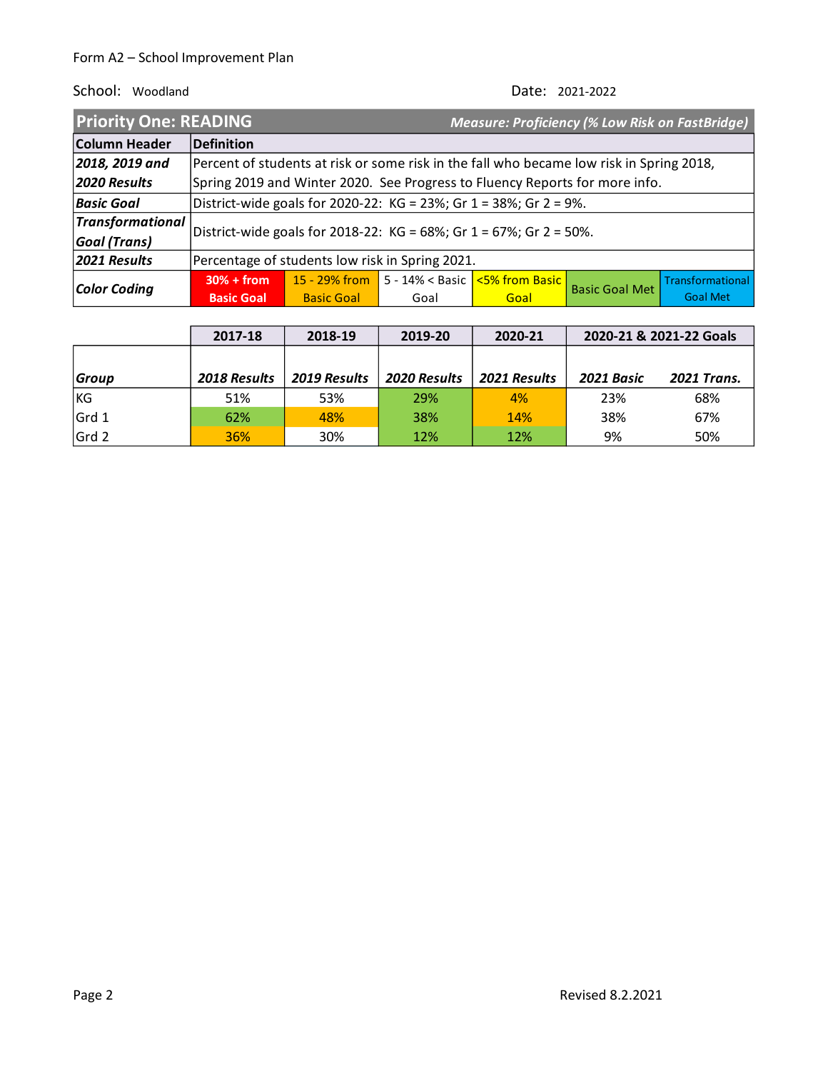Form A2 – School Improvement Plan

School: Woodland

Date: 2021-2022

## Priority One: READING

*Measure: Proficiency (% Low Risk on FastBridge)*

| Column Header | Definition |
|---|---|
| ***2018, 2019 and 2020 Results*** | Percent of students at risk or some risk in the fall who became low risk in Spring 2018, Spring 2019 and Winter 2020. See Progress to Fluency Reports for more info. |
| ***Basic Goal*** | District-wide goals for 2020-22: KG = 23%; Gr 1 = 38%; Gr 2 = 9%. |
| ***Transformational Goal (Trans)*** | District-wide goals for 2018-22: KG = 68%; Gr 1 = 67%; Gr 2 = 50%. |
| ***2021 Results*** | Percentage of students low risk in Spring 2021. |
| ***Color Coding*** | 30% + from Basic Goal / 15 - 29% from Basic Goal / 5 - 14% < Basic Goal / <5% from Basic Goal / Basic Goal Met / Transformational Goal Met |

| | 2017-18 | 2018-19 | 2019-20 | 2020-21 | 2020-21 & 2021-22 Goals | |
|---|---|---|---|---|---|---|
| ***Group*** | ***2018 Results*** | ***2019 Results*** | ***2020 Results*** | ***2021 Results*** | ***2021 Basic*** | ***2021 Trans.*** |
| KG | 51% | 53% | 29% | 4% | 23% | 68% |
| Grd 1 | 62% | 48% | 38% | 14% | 38% | 67% |
| Grd 2 | 36% | 30% | 12% | 12% | 9% | 50% |

Revised 8.2.2021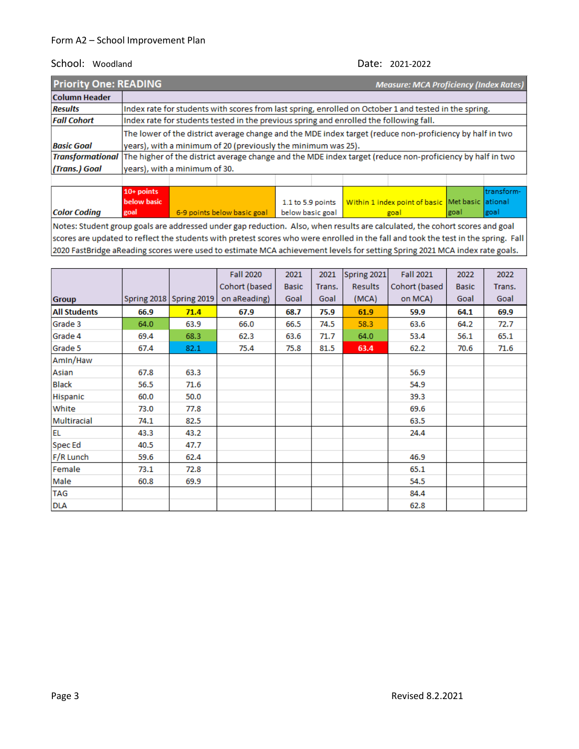Form A2 – School Improvement Plan

School: Woodland | Date: 2021-2022

| **Priority One: READING** | *Measure: MCA Proficiency (Index Rates)* |
|---|---|
| **Column Header** | |
| ***Results*** | Index rate for students with scores from last spring, enrolled on October 1 and tested in the spring. |
| ***Fall Cohort*** | Index rate for students tested in the previous spring and enrolled the following fall. |
| ***Basic Goal*** | The lower of the district average change and the MDE index target (reduce non-proficiency by half in two years), with a minimum of 20 (previously the minimum was 25). |
| ***Transformational (Trans.) Goal*** | The higher of the district average change and the MDE index target (reduce non-proficiency by half in two years), with a minimum of 30. |

| ***Color Coding*** | 10+ points below basic goal | 6-9 points below basic goal | 1.1 to 5.9 points below basic goal | Within 1 index point of basic goal | Met basic goal | transformational goal |
|---|---|---|---|---|---|---|

Notes: Student group goals are addressed under gap reduction. Also, when results are calculated, the cohort scores and goal scores are updated to reflect the students with pretest scores who were enrolled in the fall and took the test in the spring. Fall 2020 FastBridge aReading scores were used to estimate MCA achievement levels for setting Spring 2021 MCA index rate goals.

| Group | Spring 2018 | Spring 2019 | Fall 2020 Cohort (based on aReading) | 2021 Basic Goal | 2021 Trans. Goal | Spring 2021 Results (MCA) | Fall 2021 Cohort (based on MCA) | 2022 Basic Goal | 2022 Trans. Goal |
|---|---|---|---|---|---|---|---|---|---|
| **All Students** | **66.9** | **71.4** | **67.9** | **68.7** | **75.9** | **61.9** | **59.9** | **64.1** | **69.9** |
| Grade 3 | 64.0 | 63.9 | 66.0 | 66.5 | 74.5 | 58.3 | 63.6 | 64.2 | 72.7 |
| Grade 4 | 69.4 | 68.3 | 62.3 | 63.6 | 71.7 | 64.0 | 53.4 | 56.1 | 65.1 |
| Grade 5 | 67.4 | 82.1 | 75.4 | 75.8 | 81.5 | 63.4 | 62.2 | 70.6 | 71.6 |
| AmIn/Haw | | | | | | | | | |
| Asian | 67.8 | 63.3 | | | | | 56.9 | | |
| Black | 56.5 | 71.6 | | | | | 54.9 | | |
| Hispanic | 60.0 | 50.0 | | | | | 39.3 | | |
| White | 73.0 | 77.8 | | | | | 69.6 | | |
| Multiracial | 74.1 | 82.5 | | | | | 63.5 | | |
| EL | 43.3 | 43.2 | | | | | 24.4 | | |
| Spec Ed | 40.5 | 47.7 | | | | | | | |
| F/R Lunch | 59.6 | 62.4 | | | | | 46.9 | | |
| Female | 73.1 | 72.8 | | | | | 65.1 | | |
| Male | 60.8 | 69.9 | | | | | 54.5 | | |
| TAG | | | | | | | 84.4 | | |
| DLA | | | | | | | 62.8 | | |

Revised 8.2.2021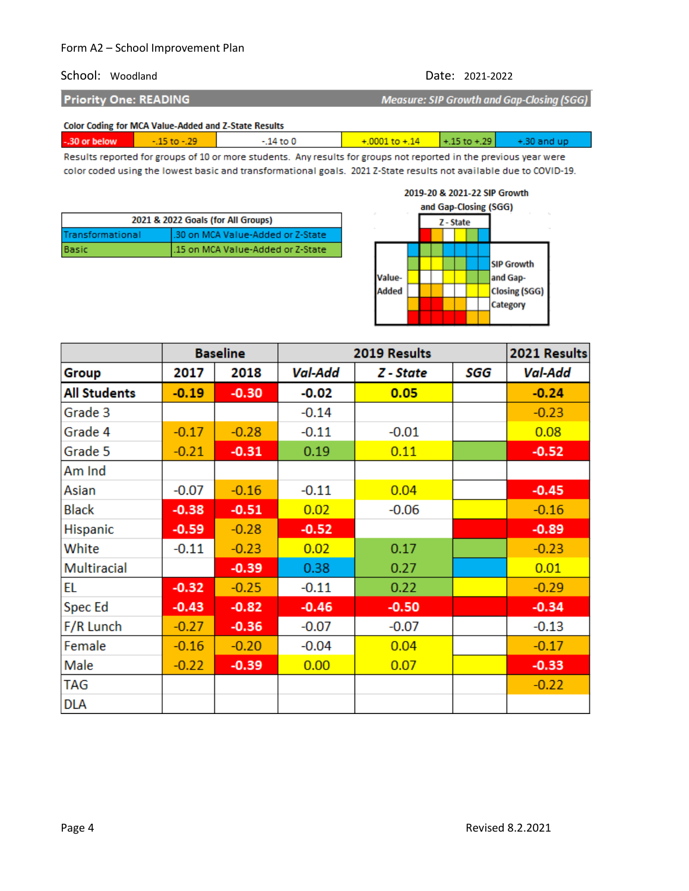Form A2 – School Improvement Plan

School: Woodland | Date: 2021-2022

## Priority One: READING

*Measure: SIP Growth and Gap-Closing (SGG)*

**Color Coding for MCA Value-Added and Z-State Results**

| -.30 or below | -.15 to -.29 | -.14 to 0 | +.0001 to +.14 | +.15 to +.29 | +.30 and up |
|---|---|---|---|---|---|

Results reported for groups of 10 or more students. Any results for groups not reported in the previous year were color coded using the lowest basic and transformational goals. 2021 Z-State results not available due to COVID-19.

| 2021 & 2022 Goals (for All Groups) | |
|---|---|
| Transformational | .30 on MCA Value-Added or Z-State |
| Basic | .15 on MCA Value-Added or Z-State |

**2019-20 & 2021-22 SIP Growth and Gap-Closing (SGG)**

Z - State; Value-Added; SIP Growth and Gap-Closing (SGG) Category

| | Baseline | | 2019 Results | | | 2021 Results |
|---|---|---|---|---|---|---|
| **Group** | **2017** | **2018** | ***Val-Add*** | ***Z - State*** | ***SGG*** | ***Val-Add*** |
| **All Students** | **-0.19** | **-0.30** | **-0.02** | **0.05** | | **-0.24** |
| Grade 3 | | | -0.14 | | | -0.23 |
| Grade 4 | -0.17 | -0.28 | -0.11 | -0.01 | | 0.08 |
| Grade 5 | -0.21 | -0.31 | 0.19 | 0.11 | | -0.52 |
| Am Ind | | | | | | |
| Asian | -0.07 | -0.16 | -0.11 | 0.04 | | -0.45 |
| Black | -0.38 | -0.51 | 0.02 | -0.06 | | -0.16 |
| Hispanic | -0.59 | -0.28 | -0.52 | | | -0.89 |
| White | -0.11 | -0.23 | 0.02 | 0.17 | | -0.23 |
| Multiracial | | -0.39 | 0.38 | 0.27 | | 0.01 |
| EL | -0.32 | -0.25 | -0.11 | 0.22 | | -0.29 |
| Spec Ed | -0.43 | -0.82 | -0.46 | -0.50 | | -0.34 |
| F/R Lunch | -0.27 | -0.36 | -0.07 | -0.07 | | -0.13 |
| Female | -0.16 | -0.20 | -0.04 | 0.04 | | -0.17 |
| Male | -0.22 | -0.39 | 0.00 | 0.07 | | -0.33 |
| TAG | | | | | | -0.22 |
| DLA | | | | | | |

Revised 8.2.2021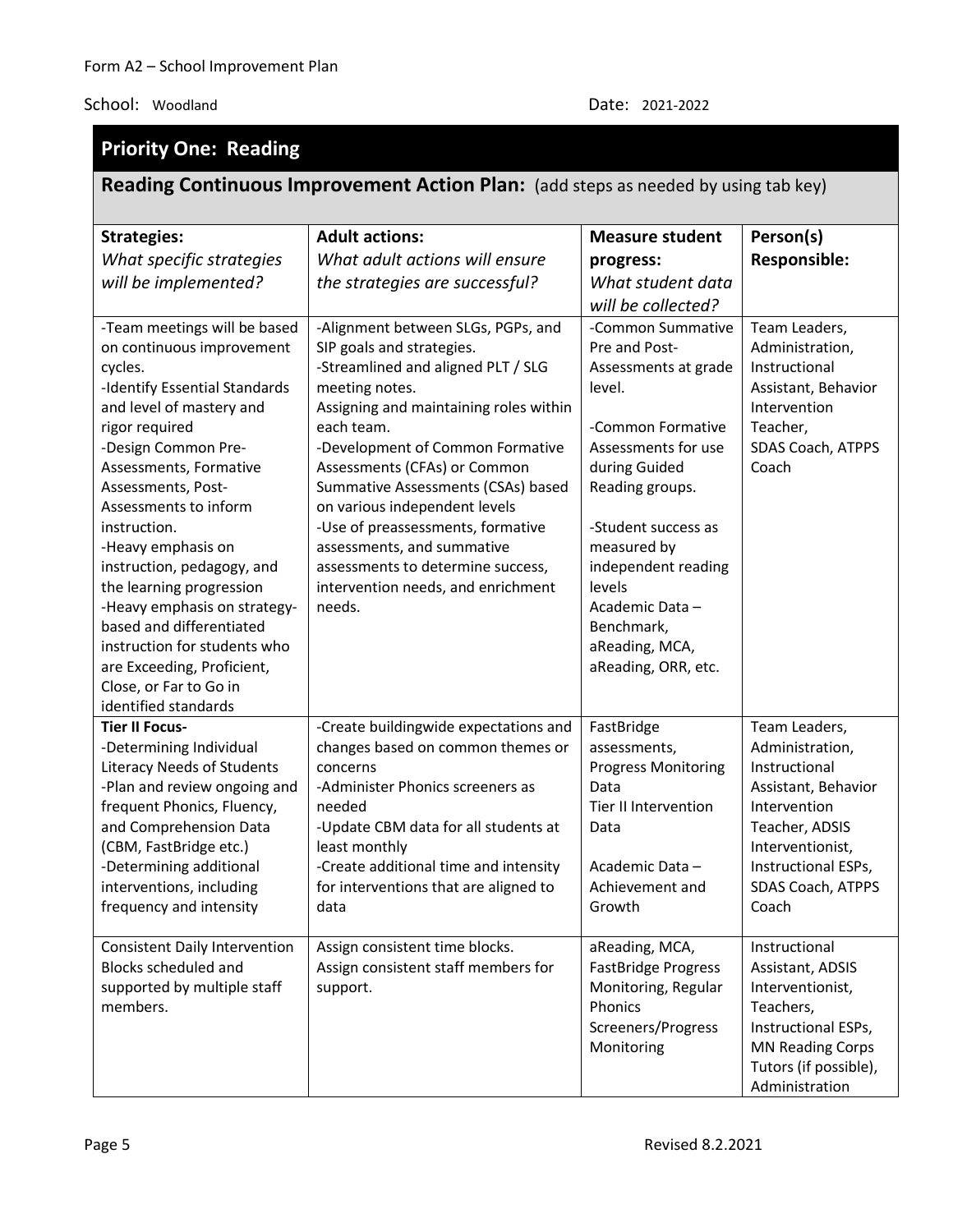Form A2 – School Improvement Plan

School: Woodland

Date: 2021-2022

## Priority One: Reading

### Reading Continuous Improvement Action Plan: (add steps as needed by using tab key)

| **Strategies:** *What specific strategies will be implemented?* | **Adult actions:** *What adult actions will ensure the strategies are successful?* | **Measure student progress:** *What student data will be collected?* | **Person(s) Responsible:** |
|---|---|---|---|
| -Team meetings will be based on continuous improvement cycles.<br>-Identify Essential Standards and level of mastery and rigor required<br>-Design Common Pre-Assessments, Formative Assessments, Post-Assessments to inform instruction.<br>-Heavy emphasis on instruction, pedagogy, and the learning progression<br>-Heavy emphasis on strategy-based and differentiated instruction for students who are Exceeding, Proficient, Close, or Far to Go in identified standards | -Alignment between SLGs, PGPs, and SIP goals and strategies.<br>-Streamlined and aligned PLT / SLG meeting notes.<br>Assigning and maintaining roles within each team.<br>-Development of Common Formative Assessments (CFAs) or Common Summative Assessments (CSAs) based on various independent levels<br>-Use of preassessments, formative assessments, and summative assessments to determine success, intervention needs, and enrichment needs. | -Common Summative Pre and Post-Assessments at grade level.<br><br>-Common Formative Assessments for use during Guided Reading groups.<br><br>-Student success as measured by independent reading levels<br>Academic Data – Benchmark, aReading, MCA, aReading, ORR, etc. | Team Leaders, Administration, Instructional Assistant, Behavior Intervention Teacher, SDAS Coach, ATPPS Coach |
| **Tier II Focus-**<br>-Determining Individual Literacy Needs of Students<br>-Plan and review ongoing and frequent Phonics, Fluency, and Comprehension Data (CBM, FastBridge etc.)<br>-Determining additional interventions, including frequency and intensity | -Create buildingwide expectations and changes based on common themes or concerns<br>-Administer Phonics screeners as needed<br>-Update CBM data for all students at least monthly<br>-Create additional time and intensity for interventions that are aligned to data | FastBridge assessments, Progress Monitoring Data<br>Tier II Intervention Data<br><br>Academic Data – Achievement and Growth | Team Leaders, Administration, Instructional Assistant, Behavior Intervention Teacher, ADSIS Interventionist, Instructional ESPs, SDAS Coach, ATPPS Coach |
| Consistent Daily Intervention Blocks scheduled and supported by multiple staff members. | Assign consistent time blocks.<br>Assign consistent staff members for support. | aReading, MCA, FastBridge Progress Monitoring, Regular Phonics Screeners/Progress Monitoring | Instructional Assistant, ADSIS Interventionist, Teachers, Instructional ESPs, MN Reading Corps Tutors (if possible), Administration |

Revised 8.2.2021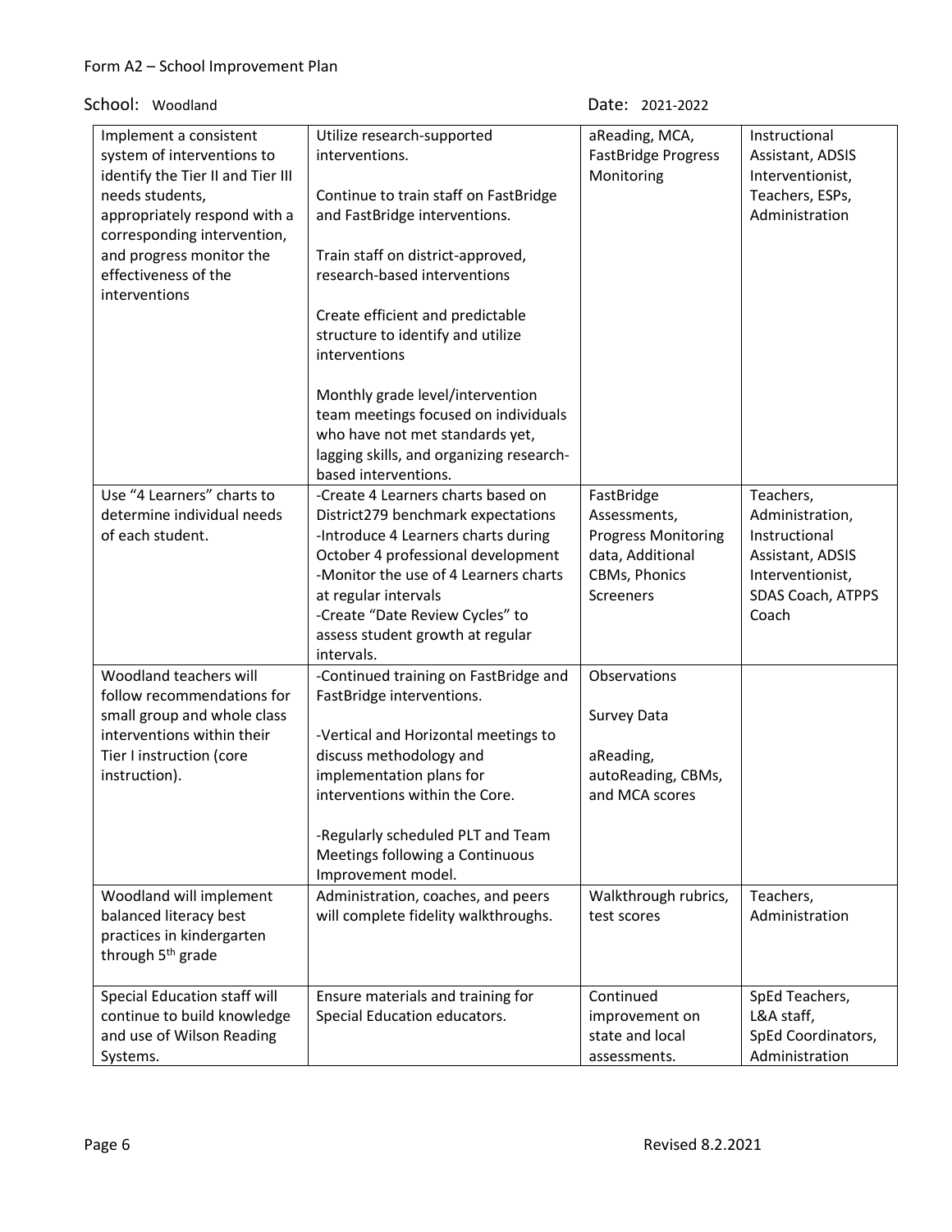Form A2 – School Improvement Plan

School: Woodland Date: 2021-2022

| | | | |
|---|---|---|---|
| Implement a consistent system of interventions to identify the Tier II and Tier III needs students, appropriately respond with a corresponding intervention, and progress monitor the effectiveness of the interventions | Utilize research-supported interventions.<br><br>Continue to train staff on FastBridge and FastBridge interventions.<br><br>Train staff on district-approved, research-based interventions<br><br>Create efficient and predictable structure to identify and utilize interventions<br><br>Monthly grade level/intervention team meetings focused on individuals who have not met standards yet, lagging skills, and organizing research-based interventions. | aReading, MCA, FastBridge Progress Monitoring | Instructional Assistant, ADSIS Interventionist, Teachers, ESPs, Administration |
| Use "4 Learners" charts to determine individual needs of each student. | -Create 4 Learners charts based on District279 benchmark expectations<br>-Introduce 4 Learners charts during October 4 professional development<br>-Monitor the use of 4 Learners charts at regular intervals<br>-Create "Date Review Cycles" to assess student growth at regular intervals. | FastBridge Assessments, Progress Monitoring data, Additional CBMs, Phonics Screeners | Teachers, Administration, Instructional Assistant, ADSIS Interventionist, SDAS Coach, ATPPS Coach |
| Woodland teachers will follow recommendations for small group and whole class interventions within their Tier I instruction (core instruction). | -Continued training on FastBridge and FastBridge interventions.<br><br>-Vertical and Horizontal meetings to discuss methodology and implementation plans for interventions within the Core.<br><br>-Regularly scheduled PLT and Team Meetings following a Continuous Improvement model. | Observations<br><br>Survey Data<br><br>aReading, autoReading, CBMs, and MCA scores | |
| Woodland will implement balanced literacy best practices in kindergarten through 5th grade | Administration, coaches, and peers will complete fidelity walkthroughs. | Walkthrough rubrics, test scores | Teachers, Administration |
| Special Education staff will continue to build knowledge and use of Wilson Reading Systems. | Ensure materials and training for Special Education educators. | Continued improvement on state and local assessments. | SpEd Teachers, L&A staff, SpEd Coordinators, Administration |

Revised 8.2.2021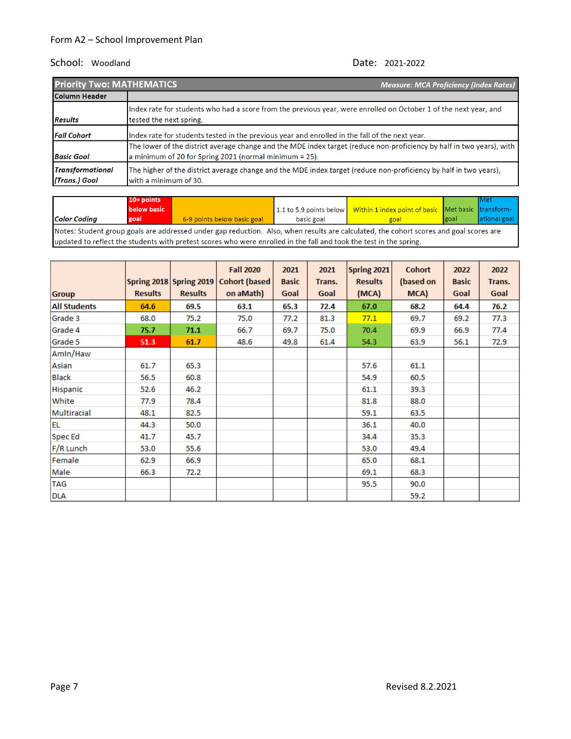Form A2 – School Improvement Plan

School: Woodland

Date: 2021-2022

| **Priority Two: MATHEMATICS** | ***Measure: MCA Proficiency (Index Rates)*** |
|---|---|
| **Column Header** | |
| ***Results*** | Index rate for students who had a score from the previous year, were enrolled on October 1 of the next year, and tested the next spring. |
| ***Fall Cohort*** | Index rate for students tested in the previous year and enrolled in the fall of the next year. |
| ***Basic Goal*** | The lower of the district average change and the MDE index target (reduce non-proficiency by half in two years), with a minimum of 20 for Spring 2021 (normal minimum = 25). |
| ***Transformational (Trans.) Goal*** | The higher of the district average change and the MDE index target (reduce non-proficiency by half in two years), with a minimum of 30. |

| *Color Coding* | 10+ points below basic goal | 6-9 points below basic goal | 1.1 to 5.9 points below basic goal | Within 1 index point of basic goal | Met basic goal | Met transform-ational goal |
|---|---|---|---|---|---|---|

Notes: Student group goals are addressed under gap reduction. Also, when results are calculated, the cohort scores and goal scores are updated to reflect the students with pretest scores who were enrolled in the fall and took the test in the spring.

| Group | Spring 2018 Results | Spring 2019 Results | Fall 2020 Cohort (based on aMath) | 2021 Basic Goal | 2021 Trans. Goal | Spring 2021 Results (MCA) | Cohort (based on MCA) | 2022 Basic Goal | 2022 Trans. Goal |
|---|---|---|---|---|---|---|---|---|---|
| **All Students** | **64.6** | **69.5** | **63.1** | **65.3** | **72.4** | **67.0** | **68.2** | **64.4** | **76.2** |
| Grade 3 | 68.0 | 75.2 | 75.0 | 77.2 | 81.3 | 77.1 | 69.7 | 69.2 | 77.3 |
| Grade 4 | 75.7 | 71.1 | 66.7 | 69.7 | 75.0 | 70.4 | 69.9 | 66.9 | 77.4 |
| Grade 5 | 51.3 | 61.7 | 48.6 | 49.8 | 61.4 | 54.3 | 63.9 | 56.1 | 72.9 |
| AmIn/Haw | | | | | | | | | |
| Asian | 61.7 | 65.3 | | | | 57.6 | 61.1 | | |
| Black | 56.5 | 60.8 | | | | 54.9 | 60.5 | | |
| Hispanic | 52.6 | 46.2 | | | | 61.1 | 39.3 | | |
| White | 77.9 | 78.4 | | | | 81.8 | 88.0 | | |
| Multiracial | 48.1 | 82.5 | | | | 59.1 | 63.5 | | |
| EL | 44.3 | 50.0 | | | | 36.1 | 40.0 | | |
| Spec Ed | 41.7 | 45.7 | | | | 34.4 | 35.3 | | |
| F/R Lunch | 53.0 | 55.6 | | | | 53.0 | 49.4 | | |
| Female | 62.9 | 66.9 | | | | 65.0 | 68.1 | | |
| Male | 66.3 | 72.2 | | | | 69.1 | 68.3 | | |
| TAG | | | | | | 95.5 | 90.0 | | |
| DLA | | | | | | | 59.2 | | |

Revised 8.2.2021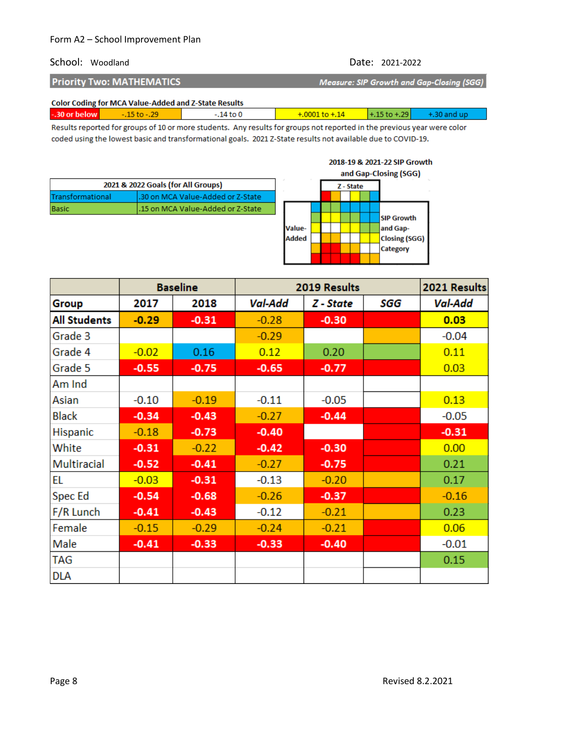Form A2 – School Improvement Plan

School: Woodland | Date: 2021-2022

## Priority Two: MATHEMATICS

*Measure: SIP Growth and Gap-Closing (SGG)*

**Color Coding for MCA Value-Added and Z-State Results**

| -.30 or below | -.15 to -.29 | -.14 to 0 | +.0001 to +.14 | +.15 to +.29 | +.30 and up |
|---|---|---|---|---|---|

Results reported for groups of 10 or more students. Any results for groups not reported in the previous year were color coded using the lowest basic and transformational goals. 2021 Z-State results not available due to COVID-19.

| 2021 & 2022 Goals (for All Groups) | |
|---|---|
| Transformational | .30 on MCA Value-Added or Z-State |
| Basic | .15 on MCA Value-Added or Z-State |

**2018-19 & 2021-22 SIP Growth and Gap-Closing (SGG)**

(Matrix: Z - State across top; Value-Added down side; SIP Growth and Gap-Closing (SGG) Category)

| | Baseline | | 2019 Results | | | 2021 Results |
|---|---|---|---|---|---|---|
| **Group** | **2017** | **2018** | ***Val-Add*** | ***Z - State*** | ***SGG*** | ***Val-Add*** |
| **All Students** | **-0.29** | **-0.31** | -0.28 | **-0.30** | | **0.03** |
| Grade 3 | | | -0.29 | | | -0.04 |
| Grade 4 | -0.02 | 0.16 | 0.12 | 0.20 | | 0.11 |
| Grade 5 | **-0.55** | **-0.75** | **-0.65** | **-0.77** | | 0.03 |
| Am Ind | | | | | | |
| Asian | -0.10 | -0.19 | -0.11 | -0.05 | | 0.13 |
| Black | **-0.34** | **-0.43** | -0.27 | **-0.44** | | -0.05 |
| Hispanic | -0.18 | **-0.73** | **-0.40** | | | **-0.31** |
| White | **-0.31** | -0.22 | **-0.42** | **-0.30** | | 0.00 |
| Multiracial | **-0.52** | **-0.41** | -0.27 | **-0.75** | | 0.21 |
| EL | -0.03 | **-0.31** | -0.13 | -0.20 | | 0.17 |
| Spec Ed | **-0.54** | **-0.68** | -0.26 | **-0.37** | | -0.16 |
| F/R Lunch | **-0.41** | **-0.43** | -0.12 | -0.21 | | 0.23 |
| Female | -0.15 | -0.29 | -0.24 | -0.21 | | 0.06 |
| Male | **-0.41** | **-0.33** | **-0.33** | **-0.40** | | -0.01 |
| TAG | | | | | | 0.15 |
| DLA | | | | | | |

Revised 8.2.2021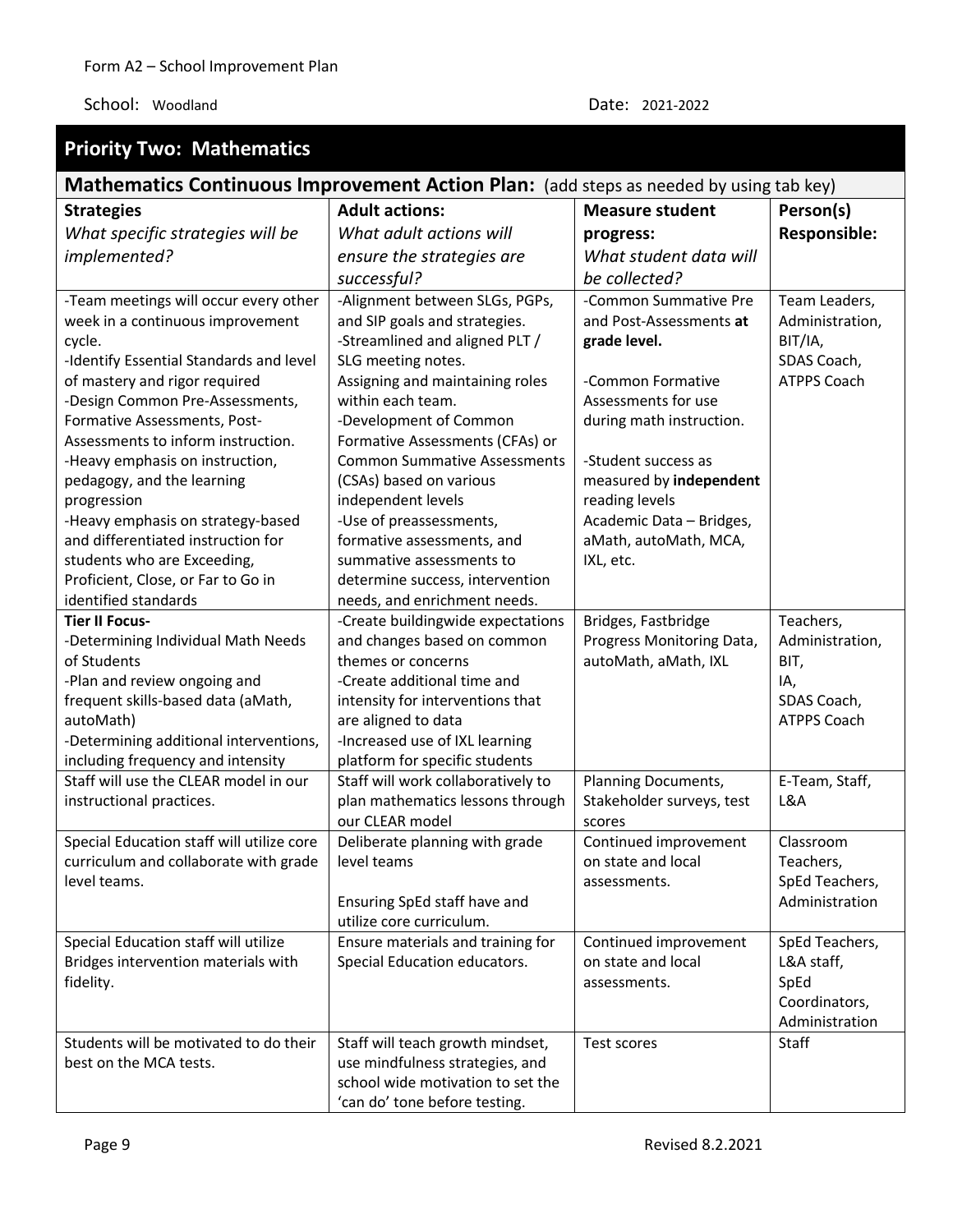Form A2 – School Improvement Plan

School: Woodland

Date: 2021-2022

## Priority Two: Mathematics

### Mathematics Continuous Improvement Action Plan: (add steps as needed by using tab key)

| **Strategies**<br>*What specific strategies will be implemented?* | **Adult actions:**<br>*What adult actions will ensure the strategies are successful?* | **Measure student progress:**<br>*What student data will be collected?* | **Person(s) Responsible:** |
|---|---|---|---|
| -Team meetings will occur every other week in a continuous improvement cycle.<br>-Identify Essential Standards and level of mastery and rigor required<br>-Design Common Pre-Assessments, Formative Assessments, Post-Assessments to inform instruction.<br>-Heavy emphasis on instruction, pedagogy, and the learning progression<br>-Heavy emphasis on strategy-based and differentiated instruction for students who are Exceeding, Proficient, Close, or Far to Go in identified standards | -Alignment between SLGs, PGPs, and SIP goals and strategies.<br>-Streamlined and aligned PLT / SLG meeting notes.<br>Assigning and maintaining roles within each team.<br>-Development of Common Formative Assessments (CFAs) or Common Summative Assessments (CSAs) based on various independent levels<br>-Use of preassessments, formative assessments, and summative assessments to determine success, intervention needs, and enrichment needs. | -Common Summative Pre and Post-Assessments **at grade level.**<br><br>-Common Formative Assessments for use during math instruction.<br><br>-Student success as measured by **independent** reading levels<br>Academic Data – Bridges, aMath, autoMath, MCA, IXL, etc. | Team Leaders, Administration, BIT/IA, SDAS Coach, ATPPS Coach |
| **Tier II Focus-**<br>-Determining Individual Math Needs of Students<br>-Plan and review ongoing and frequent skills-based data (aMath, autoMath)<br>-Determining additional interventions, including frequency and intensity | -Create buildingwide expectations and changes based on common themes or concerns<br>-Create additional time and intensity for interventions that are aligned to data<br>-Increased use of IXL learning platform for specific students | Bridges, Fastbridge Progress Monitoring Data, autoMath, aMath, IXL | Teachers, Administration, BIT, IA, SDAS Coach, ATPPS Coach |
| Staff will use the CLEAR model in our instructional practices. | Staff will work collaboratively to plan mathematics lessons through our CLEAR model | Planning Documents, Stakeholder surveys, test scores | E-Team, Staff, L&A |
| Special Education staff will utilize core curriculum and collaborate with grade level teams. | Deliberate planning with grade level teams<br><br>Ensuring SpEd staff have and utilize core curriculum. | Continued improvement on state and local assessments. | Classroom Teachers, SpEd Teachers, Administration |
| Special Education staff will utilize Bridges intervention materials with fidelity. | Ensure materials and training for Special Education educators. | Continued improvement on state and local assessments. | SpEd Teachers, L&A staff, SpEd Coordinators, Administration |
| Students will be motivated to do their best on the MCA tests. | Staff will teach growth mindset, use mindfulness strategies, and school wide motivation to set the 'can do' tone before testing. | Test scores | Staff |

Revised 8.2.2021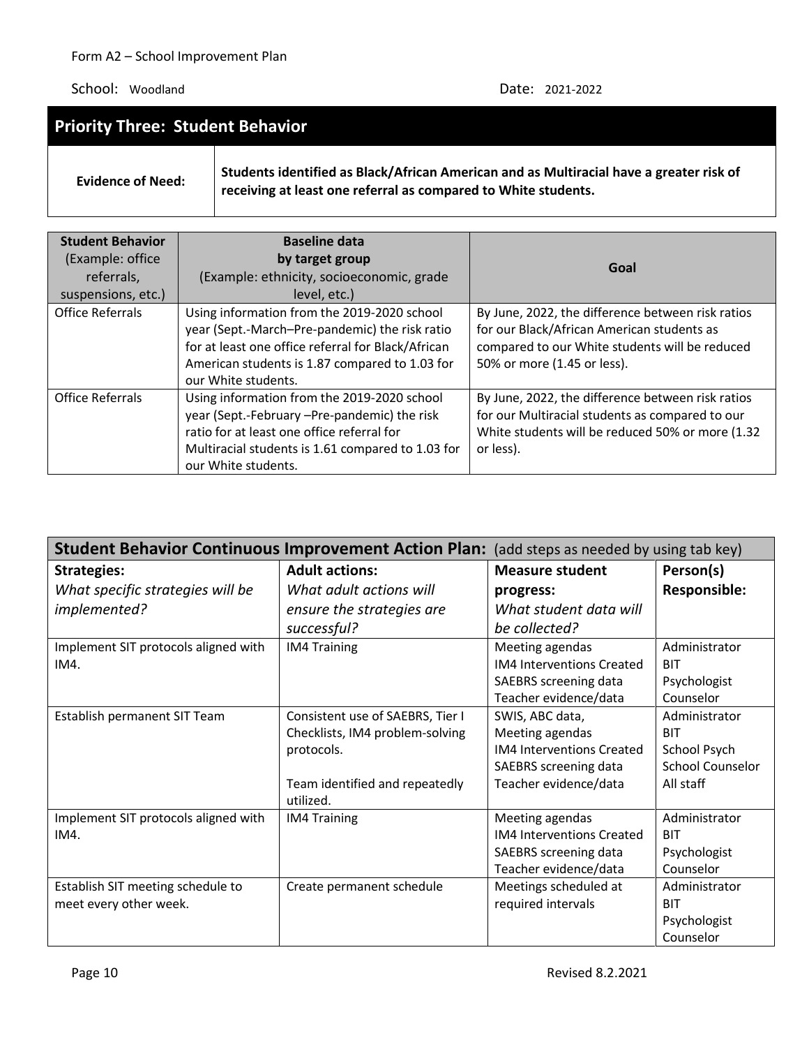Form A2 – School Improvement Plan

School: Woodland

Date: 2021-2022

## Priority Three: Student Behavior

| Evidence of Need: | **Students identified as Black/African American and as Multiracial have a greater risk of receiving at least one referral as compared to White students.** |
|---|---|

| **Student Behavior** (Example: office referrals, suspensions, etc.) | **Baseline data by target group** (Example: ethnicity, socioeconomic, grade level, etc.) | **Goal** |
|---|---|---|
| Office Referrals | Using information from the 2019-2020 school year (Sept.-March–Pre-pandemic) the risk ratio for at least one office referral for Black/African American students is 1.87 compared to 1.03 for our White students. | By June, 2022, the difference between risk ratios for our Black/African American students as compared to our White students will be reduced 50% or more (1.45 or less). |
| Office Referrals | Using information from the 2019-2020 school year (Sept.-February –Pre-pandemic) the risk ratio for at least one office referral for Multiracial students is 1.61 compared to 1.03 for our White students. | By June, 2022, the difference between risk ratios for our Multiracial students as compared to our White students will be reduced 50% or more (1.32 or less). |

| **Student Behavior Continuous Improvement Action Plan:** (add steps as needed by using tab key) | | | |
|---|---|---|---|
| **Strategies:** *What specific strategies will be implemented?* | **Adult actions:** *What adult actions will ensure the strategies are successful?* | **Measure student progress:** *What student data will be collected?* | **Person(s) Responsible:** |
| Implement SIT protocols aligned with IM4. | IM4 Training | Meeting agendas<br>IM4 Interventions Created<br>SAEBRS screening data<br>Teacher evidence/data | Administrator<br>BIT<br>Psychologist<br>Counselor |
| Establish permanent SIT Team | Consistent use of SAEBRS, Tier I Checklists, IM4 problem-solving protocols.<br><br>Team identified and repeatedly utilized. | SWIS, ABC data,<br>Meeting agendas<br>IM4 Interventions Created<br>SAEBRS screening data<br>Teacher evidence/data | Administrator<br>BIT<br>School Psych<br>School Counselor<br>All staff |
| Implement SIT protocols aligned with IM4. | IM4 Training | Meeting agendas<br>IM4 Interventions Created<br>SAEBRS screening data<br>Teacher evidence/data | Administrator<br>BIT<br>Psychologist<br>Counselor |
| Establish SIT meeting schedule to meet every other week. | Create permanent schedule | Meetings scheduled at required intervals | Administrator<br>BIT<br>Psychologist<br>Counselor |

Revised 8.2.2021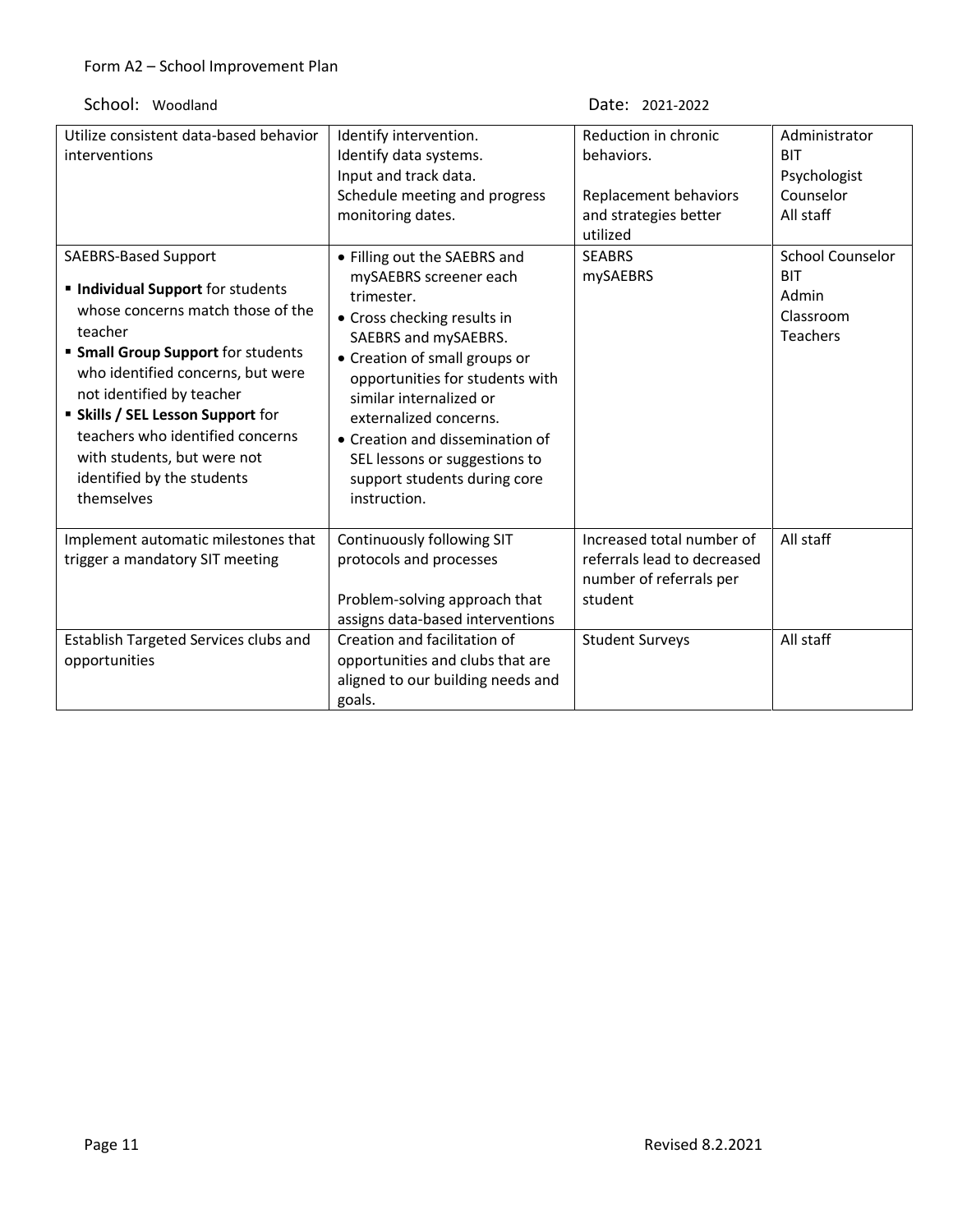Form A2 – School Improvement Plan

School: Woodland

Date: 2021-2022

| | | | |
|---|---|---|---|
| Utilize consistent data-based behavior interventions | Identify intervention.<br>Identify data systems.<br>Input and track data.<br>Schedule meeting and progress monitoring dates. | Reduction in chronic behaviors.<br><br>Replacement behaviors and strategies better utilized | Administrator<br>BIT<br>Psychologist<br>Counselor<br>All staff |
| SAEBRS-Based Support<br>▪ **Individual Support** for students whose concerns match those of the teacher<br>▪ **Small Group Support** for students who identified concerns, but were not identified by teacher<br>▪ **Skills / SEL Lesson Support** for teachers who identified concerns with students, but were not identified by the students themselves | • Filling out the SAEBRS and mySAEBRS screener each trimester.<br>• Cross checking results in SAEBRS and mySAEBRS.<br>• Creation of small groups or opportunities for students with similar internalized or externalized concerns.<br>• Creation and dissemination of SEL lessons or suggestions to support students during core instruction. | SEABRS<br>mySAEBRS | School Counselor<br>BIT<br>Admin<br>Classroom Teachers |
| Implement automatic milestones that trigger a mandatory SIT meeting | Continuously following SIT protocols and processes<br><br>Problem-solving approach that assigns data-based interventions | Increased total number of referrals lead to decreased number of referrals per student | All staff |
| Establish Targeted Services clubs and opportunities | Creation and facilitation of opportunities and clubs that are aligned to our building needs and goals. | Student Surveys | All staff |

Revised 8.2.2021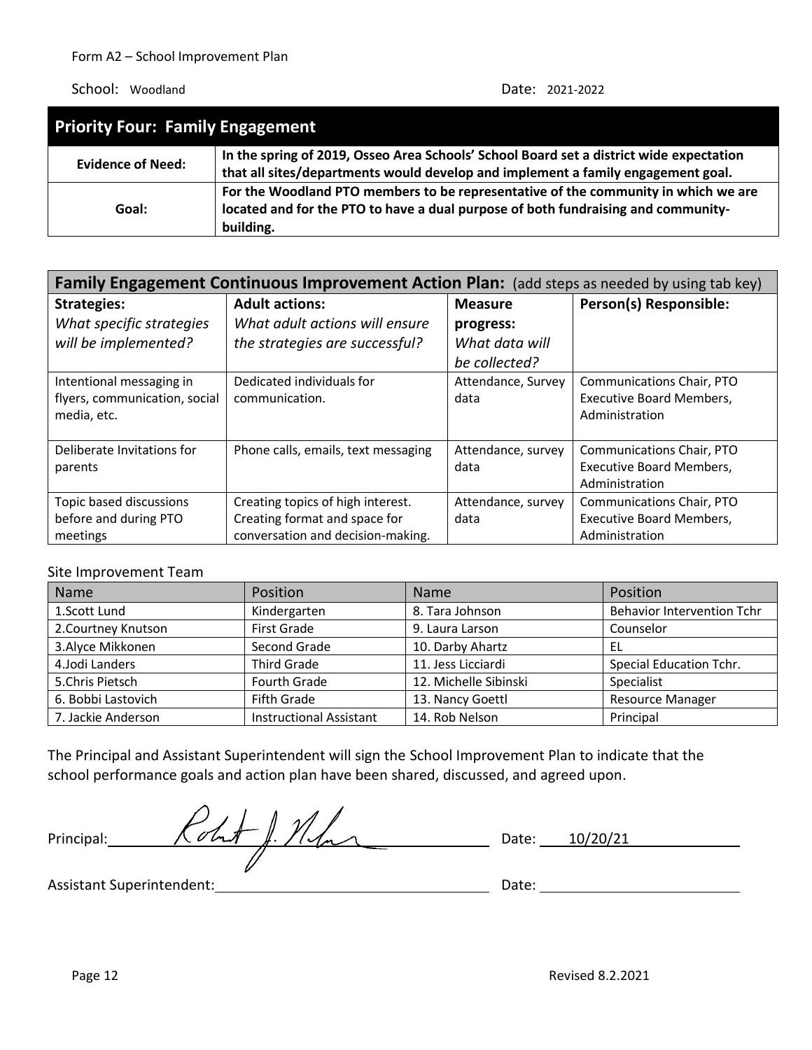Form A2 – School Improvement Plan

School: Woodland

Date: 2021-2022

## Priority Four: Family Engagement

| | |
|---|---|
| **Evidence of Need:** | **In the spring of 2019, Osseo Area Schools' School Board set a district wide expectation that all sites/departments would develop and implement a family engagement goal.** |
| **Goal:** | **For the Woodland PTO members to be representative of the community in which we are located and for the PTO to have a dual purpose of both fundraising and community-building.** |

**Family Engagement Continuous Improvement Action Plan:** (add steps as needed by using tab key)

| **Strategies:** *What specific strategies will be implemented?* | **Adult actions:** *What adult actions will ensure the strategies are successful?* | **Measure progress:** *What data will be collected?* | **Person(s) Responsible:** |
|---|---|---|---|
| Intentional messaging in flyers, communication, social media, etc. | Dedicated individuals for communication. | Attendance, Survey data | Communications Chair, PTO Executive Board Members, Administration |
| Deliberate Invitations for parents | Phone calls, emails, text messaging | Attendance, survey data | Communications Chair, PTO Executive Board Members, Administration |
| Topic based discussions before and during PTO meetings | Creating topics of high interest. Creating format and space for conversation and decision-making. | Attendance, survey data | Communications Chair, PTO Executive Board Members, Administration |

Site Improvement Team

| Name | Position | Name | Position |
|---|---|---|---|
| 1.Scott Lund | Kindergarten | 8. Tara Johnson | Behavior Intervention Tchr |
| 2.Courtney Knutson | First Grade | 9. Laura Larson | Counselor |
| 3.Alyce Mikkonen | Second Grade | 10. Darby Ahartz | EL |
| 4.Jodi Landers | Third Grade | 11. Jess Licciardi | Special Education Tchr. |
| 5.Chris Pietsch | Fourth Grade | 12. Michelle Sibinski | Specialist |
| 6. Bobbi Lastovich | Fifth Grade | 13. Nancy Goettl | Resource Manager |
| 7. Jackie Anderson | Instructional Assistant | 14. Rob Nelson | Principal |

The Principal and Assistant Superintendent will sign the School Improvement Plan to indicate that the school performance goals and action plan have been shared, discussed, and agreed upon.

Principal: Robert J. Nelson Date: 10/20/21

Assistant Superintendent: \_\_\_\_\_\_\_\_\_\_\_\_\_\_\_\_ Date: \_\_\_\_\_\_\_\_\_\_\_\_

Revised 8.2.2021